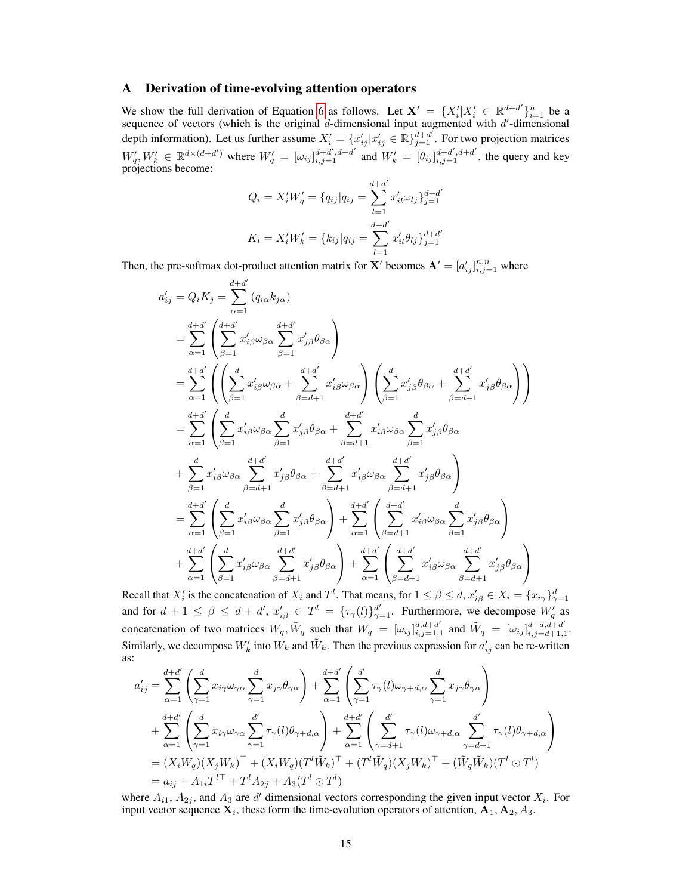# A Derivation of time-evolving attention operators

We show the full derivation of Equation 6 as follows. Let $\mathbf{X}' = \{X'_i | X'_i \in \mathbb{R}^{d+d'}\}_{i=1}^n$ be a sequence of vectors (which is the original $d$-dimensional input augmented with $d'$-dimensional depth information). Let us further assume $X'_i = \{x'_{ij} | x'_{ij} \in \mathbb{R}\}_{j=1}^{d+d'}$. For two projection matrices $W'_q, W'_k \in \mathbb{R}^{d \times (d+d')}$ where $W'_q = [\omega_{ij}]_{i,j=1}^{d+d',d+d'}$ and $W'_k = [\theta_{ij}]_{i,j=1}^{d+d',d+d'}$, the query and key projections become:

$$Q_i = X'_i W'_q = \{q_{ij} | q_{ij} = \sum_{l=1}^{d+d'} x'_{il}\omega_{lj}\}_{j=1}^{d+d'}$$

$$K_i = X'_i W'_k = \{k_{ij} | q_{ij} = \sum_{l=1}^{d+d'} x'_{il}\theta_{lj}\}_{j=1}^{d+d'}$$

Then, the pre-softmax dot-product attention matrix for $\mathbf{X}'$ becomes $\mathbf{A}' = [a'_{ij}]_{i,j=1}^{n,n}$ where

$$
\begin{aligned}
a'_{ij} &= Q_i K_j = \sum_{\alpha=1}^{d+d'} (q_{i\alpha} k_{j\alpha}) \\
&= \sum_{\alpha=1}^{d+d'} \left( \sum_{\beta=1}^{d+d'} x'_{i\beta}\omega_{\beta\alpha} \sum_{\beta=1}^{d+d'} x'_{j\beta}\theta_{\beta\alpha} \right) \\
&= \sum_{\alpha=1}^{d+d'} \left( \left( \sum_{\beta=1}^{d} x'_{i\beta}\omega_{\beta\alpha} + \sum_{\beta=d+1}^{d+d'} x'_{i\beta}\omega_{\beta\alpha} \right) \left( \sum_{\beta=1}^{d} x'_{j\beta}\theta_{\beta\alpha} + \sum_{\beta=d+1}^{d+d'} x'_{j\beta}\theta_{\beta\alpha} \right) \right) \\
&= \sum_{\alpha=1}^{d+d'} \left( \sum_{\beta=1}^{d} x'_{i\beta}\omega_{\beta\alpha} \sum_{\beta=1}^{d} x'_{j\beta}\theta_{\beta\alpha} + \sum_{\beta=d+1}^{d+d'} x'_{i\beta}\omega_{\beta\alpha} \sum_{\beta=1}^{d} x'_{j\beta}\theta_{\beta\alpha} \right. \\
&\quad \left. + \sum_{\beta=1}^{d} x'_{i\beta}\omega_{\beta\alpha} \sum_{\beta=d+1}^{d+d'} x'_{j\beta}\theta_{\beta\alpha} + \sum_{\beta=d+1}^{d+d'} x'_{i\beta}\omega_{\beta\alpha} \sum_{\beta=d+1}^{d+d'} x'_{j\beta}\theta_{\beta\alpha} \right) \\
&= \sum_{\alpha=1}^{d+d'} \left( \sum_{\beta=1}^{d} x'_{i\beta}\omega_{\beta\alpha} \sum_{\beta=1}^{d} x'_{j\beta}\theta_{\beta\alpha} \right) + \sum_{\alpha=1}^{d+d'} \left( \sum_{\beta=d+1}^{d+d'} x'_{i\beta}\omega_{\beta\alpha} \sum_{\beta=1}^{d} x'_{j\beta}\theta_{\beta\alpha} \right) \\
&\quad + \sum_{\alpha=1}^{d+d'} \left( \sum_{\beta=1}^{d} x'_{i\beta}\omega_{\beta\alpha} \sum_{\beta=d+1}^{d+d'} x'_{j\beta}\theta_{\beta\alpha} \right) + \sum_{\alpha=1}^{d+d'} \left( \sum_{\beta=d+1}^{d+d'} x'_{i\beta}\omega_{\beta\alpha} \sum_{\beta=d+1}^{d+d'} x'_{j\beta}\theta_{\beta\alpha} \right)
\end{aligned}
$$

Recall that $X'_i$ is the concatenation of $X_i$ and $T^l$. That means, for $1 \leq \beta \leq d$, $x'_{i\beta} \in X_i = \{x_{i\gamma}\}_{\gamma=1}^d$ and for $d+1 \leq \beta \leq d+d'$, $x'_{i\beta} \in T^l = \{\tau_\gamma(l)\}_{\gamma=1}^{d'}$. Furthermore, we decompose $W'_q$ as concatenation of two matrices $W_q, \tilde{W}_q$ such that $W_q = [\omega_{ij}]_{i,j=1,1}^{d,d+d'}$ and $\tilde{W}_q = [\omega_{ij}]_{i,j=d+1,1}^{d+d,d+d'}$. Similarly, we decompose $W'_k$ into $W_k$ and $\tilde{W}_k$. Then the previous expression for $a'_{ij}$ can be re-written as:

$$
\begin{aligned}
a'_{ij} &= \sum_{\alpha=1}^{d+d'} \left( \sum_{\gamma=1}^{d} x_{i\gamma}\omega_{\gamma\alpha} \sum_{\gamma=1}^{d} x_{j\gamma}\theta_{\gamma\alpha} \right) + \sum_{\alpha=1}^{d+d'} \left( \sum_{\gamma=1}^{d'} \tau_\gamma(l)\omega_{\gamma+d,\alpha} \sum_{\gamma=1}^{d} x_{j\gamma}\theta_{\gamma\alpha} \right) \\
&\quad + \sum_{\alpha=1}^{d+d'} \left( \sum_{\gamma=1}^{d} x_{i\gamma}\omega_{\gamma\alpha} \sum_{\gamma=1}^{d'} \tau_\gamma(l)\theta_{\gamma+d,\alpha} \right) + \sum_{\alpha=1}^{d+d'} \left( \sum_{\gamma=d+1}^{d'} \tau_\gamma(l)\omega_{\gamma+d,\alpha} \sum_{\gamma=d+1}^{d'} \tau_\gamma(l)\theta_{\gamma+d,\alpha} \right) \\
&= (X_i W_q)(X_j W_k)^\top + (X_i W_q)(T^l \tilde{W}_k)^\top + (T^l \tilde{W}_q)(X_j W_k)^\top + (\tilde{W}_q \tilde{W}_k)(T^l \odot T^l) \\
&= a_{ij} + A_{1i} T^{l\top} + T^l A_{2j} + A_3 (T^l \odot T^l)
\end{aligned}
$$

where $A_{i1}$, $A_{2j}$, and $A_3$ are $d'$ dimensional vectors corresponding the given input vector $X_i$. For input vector sequence $\mathbf{X}_i$, these form the time-evolution operators of attention, $\mathbf{A}_1, \mathbf{A}_2, A_3$.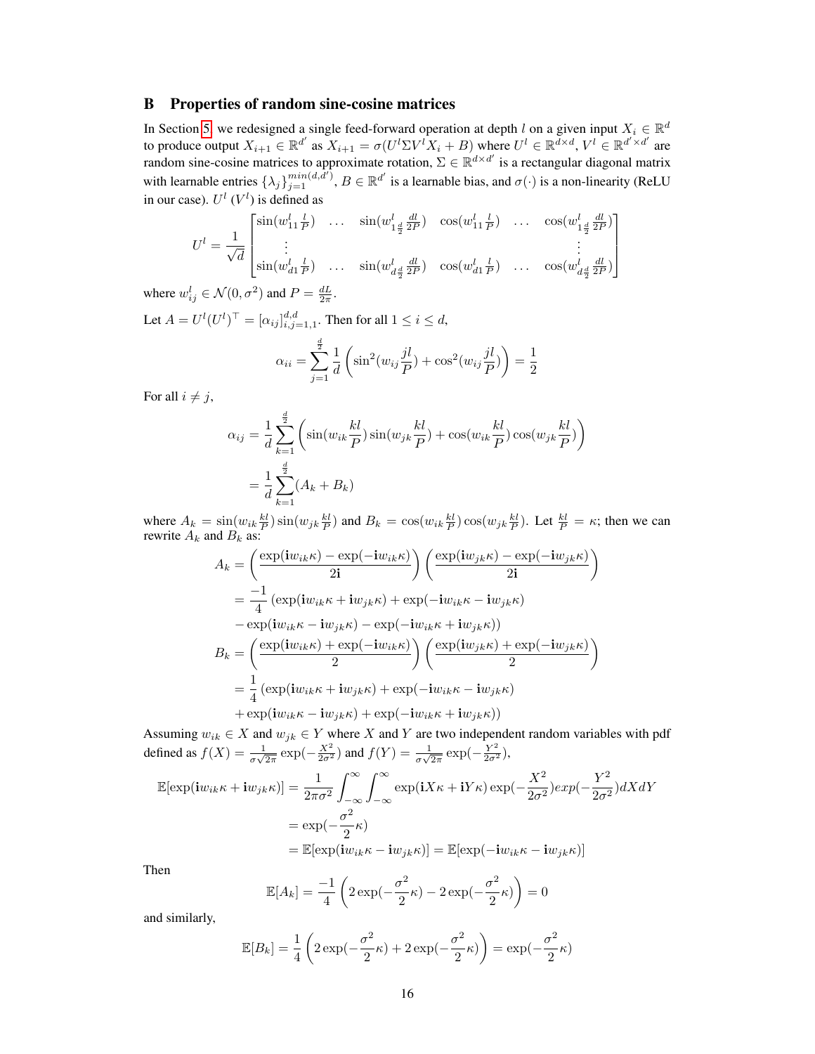## B Properties of random sine-cosine matrices

In Section 5, we redesigned a single feed-forward operation at depth $l$ on a given input $X_i \in \mathbb{R}^d$ to produce output $X_{i+1} \in \mathbb{R}^{d'}$ as $X_{i+1} = \sigma(U^l \Sigma V^l X_i + B)$ where $U^l \in \mathbb{R}^{d \times d}$, $V^l \in \mathbb{R}^{d' \times d'}$ are random sine-cosine matrices to approximate rotation, $\Sigma \in \mathbb{R}^{d \times d'}$ is a rectangular diagonal matrix with learnable entries $\{\lambda_j\}_{j=1}^{min(d,d')}$, $B \in \mathbb{R}^{d'}$ is a learnable bias, and $\sigma(\cdot)$ is a non-linearity (ReLU in our case). $U^l$ ($V^l$) is defined as

$$U^l = \frac{1}{\sqrt{d}} \begin{bmatrix} \sin(w^l_{11}\frac{l}{P}) & \dots & \sin(w^l_{1\frac{d}{2}}\frac{dl}{2P}) & \cos(w^l_{11}\frac{l}{P}) & \dots & \cos(w^l_{1\frac{d}{2}}\frac{dl}{2P}) \\ \vdots & & & & & \vdots \\ \sin(w^l_{d1}\frac{l}{P}) & \dots & \sin(w^l_{d\frac{d}{2}}\frac{dl}{2P}) & \cos(w^l_{d1}\frac{l}{P}) & \dots & \cos(w^l_{d\frac{d}{2}}\frac{dl}{2P}) \end{bmatrix}$$

where $w^l_{ij} \in \mathcal{N}(0, \sigma^2)$ and $P = \frac{dL}{2\pi}$.

Let $A = U^l (U^l)^\top = [\alpha_{ij}]_{i,j=1,1}^{d,d}$. Then for all $1 \le i \le d$,

$$\alpha_{ii} = \sum_{j=1}^{\frac{d}{2}} \frac{1}{d} \left( \sin^2(w_{ij}\frac{jl}{P}) + \cos^2(w_{ij}\frac{jl}{P}) \right) = \frac{1}{2}$$

For all $i \neq j$,

$$\begin{aligned}
\alpha_{ij} &= \frac{1}{d} \sum_{k=1}^{\frac{d}{2}} \left( \sin(w_{ik}\frac{kl}{P}) \sin(w_{jk}\frac{kl}{P}) + \cos(w_{ik}\frac{kl}{P}) \cos(w_{jk}\frac{kl}{P}) \right) \\
&= \frac{1}{d} \sum_{k=1}^{\frac{d}{2}} (A_k + B_k)
\end{aligned}$$

where $A_k = \sin(w_{ik}\frac{kl}{P}) \sin(w_{jk}\frac{kl}{P})$ and $B_k = \cos(w_{ik}\frac{kl}{P}) \cos(w_{jk}\frac{kl}{P})$. Let $\frac{kl}{P} = \kappa$; then we can rewrite $A_k$ and $B_k$ as:

$$\begin{aligned}
A_k &= \left( \frac{\exp(\mathbf{i}w_{ik}\kappa) - \exp(-\mathbf{i}w_{ik}\kappa)}{2\mathbf{i}} \right) \left( \frac{\exp(\mathbf{i}w_{jk}\kappa) - \exp(-\mathbf{i}w_{jk}\kappa)}{2\mathbf{i}} \right) \\
&= \frac{-1}{4} \left( \exp(\mathbf{i}w_{ik}\kappa + \mathbf{i}w_{jk}\kappa) + \exp(-\mathbf{i}w_{ik}\kappa - \mathbf{i}w_{jk}\kappa) \right. \\
&\quad \left. - \exp(\mathbf{i}w_{ik}\kappa - \mathbf{i}w_{jk}\kappa) - \exp(-\mathbf{i}w_{ik}\kappa + \mathbf{i}w_{jk}\kappa) \right) \\
B_k &= \left( \frac{\exp(\mathbf{i}w_{ik}\kappa) + \exp(-\mathbf{i}w_{ik}\kappa)}{2} \right) \left( \frac{\exp(\mathbf{i}w_{jk}\kappa) + \exp(-\mathbf{i}w_{jk}\kappa)}{2} \right) \\
&= \frac{1}{4} \left( \exp(\mathbf{i}w_{ik}\kappa + \mathbf{i}w_{jk}\kappa) + \exp(-\mathbf{i}w_{ik}\kappa - \mathbf{i}w_{jk}\kappa) \right. \\
&\quad \left. + \exp(\mathbf{i}w_{ik}\kappa - \mathbf{i}w_{jk}\kappa) + \exp(-\mathbf{i}w_{ik}\kappa + \mathbf{i}w_{jk}\kappa) \right)
\end{aligned}$$

Assuming $w_{ik} \in X$ and $w_{jk} \in Y$ where $X$ and $Y$ are two independent random variables with pdf defined as $f(X) = \frac{1}{\sigma\sqrt{2\pi}} \exp(-\frac{X^2}{2\sigma^2})$ and $f(Y) = \frac{1}{\sigma\sqrt{2\pi}} \exp(-\frac{Y^2}{2\sigma^2})$,

$$\begin{aligned}
\mathbb{E}[\exp(\mathbf{i}w_{ik}\kappa + \mathbf{i}w_{jk}\kappa)] &= \frac{1}{2\pi\sigma^2} \int_{-\infty}^{\infty} \int_{-\infty}^{\infty} \exp(\mathbf{i}X\kappa + \mathbf{i}Y\kappa) \exp(-\frac{X^2}{2\sigma^2}) exp(-\frac{Y^2}{2\sigma^2}) dX dY \\
&= \exp(-\frac{\sigma^2}{2}\kappa) \\
&= \mathbb{E}[\exp(\mathbf{i}w_{ik}\kappa - \mathbf{i}w_{jk}\kappa)] = \mathbb{E}[\exp(-\mathbf{i}w_{ik}\kappa - \mathbf{i}w_{jk}\kappa)]
\end{aligned}$$

Then

$$\mathbb{E}[A_k] = \frac{-1}{4} \left( 2\exp(-\frac{\sigma^2}{2}\kappa) - 2\exp(-\frac{\sigma^2}{2}\kappa) \right) = 0$$

and similarly,

$$\mathbb{E}[B_k] = \frac{1}{4} \left( 2\exp(-\frac{\sigma^2}{2}\kappa) + 2\exp(-\frac{\sigma^2}{2}\kappa) \right) = \exp(-\frac{\sigma^2}{2}\kappa)$$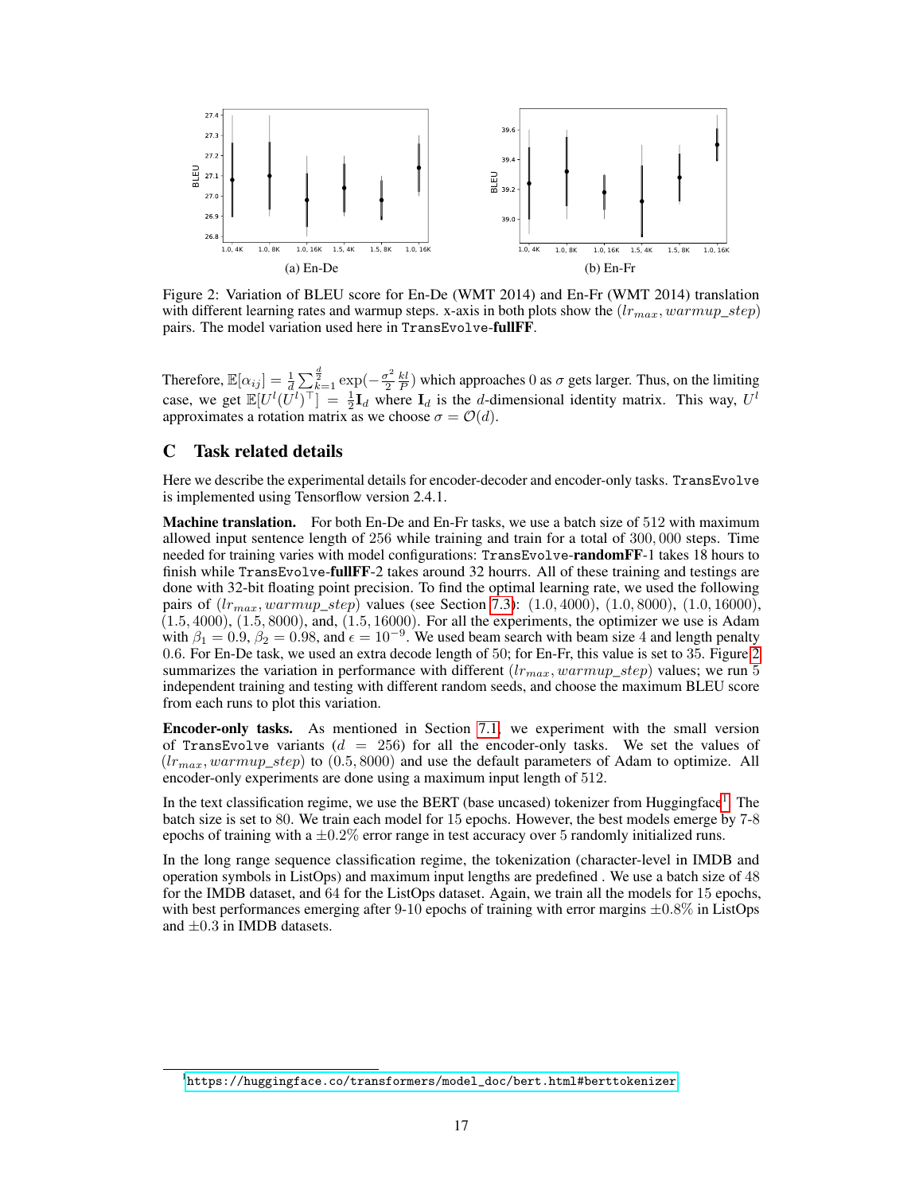27.4
27.3
27.2
27.1
27.0
26.9
26.8

BLEU

1.0, 4K 1.0, 8K 1.0, 16K 1.5, 4K 1.5, 8K 1.0, 16K

(a) En-De

39.6
39.4
39.2
39.0

BLEU

1.0, 4K 1.0, 8K 1.0, 16K 1.5, 4K 1.5, 8K 1.0, 16K

(b) En-Fr

Figure 2: Variation of BLEU score for En-De (WMT 2014) and En-Fr (WMT 2014) translation with different learning rates and warmup steps. x-axis in both plots show the $(lr_{max}, warmup\_step)$ pairs. The model variation used here in `TransEvolve`-**fullFF**.

Therefore, $\mathbb{E}[\alpha_{ij}] = \frac{1}{d}\sum_{k=1}^{\frac{d}{2}} \exp(-\frac{\sigma^2}{2}\frac{kl}{P})$ which approaches 0 as $\sigma$ gets larger. Thus, on the limiting case, we get $\mathbb{E}[U^l(U^l)^\top] = \frac{1}{2}\mathbf{I}_d$ where $\mathbf{I}_d$ is the $d$-dimensional identity matrix. This way, $U^l$ approximates a rotation matrix as we choose $\sigma = \mathcal{O}(d)$.

## C Task related details

Here we describe the experimental details for encoder-decoder and encoder-only tasks. `TransEvolve` is implemented using Tensorflow version 2.4.1.

**Machine translation.** For both En-De and En-Fr tasks, we use a batch size of 512 with maximum allowed input sentence length of 256 while training and train for a total of 300,000 steps. Time needed for training varies with model configurations: `TransEvolve`-**randomFF**-1 takes 18 hours to finish while `TransEvolve`-**fullFF**-2 takes around 32 hourrs. All of these training and testings are done with 32-bit floating point precision. To find the optimal learning rate, we used the following pairs of $(lr_{max}, warmup\_step)$ values (see Section 7.3): $(1.0, 4000)$, $(1.0, 8000)$, $(1.0, 16000)$, $(1.5, 4000)$, $(1.5, 8000)$, and, $(1.5, 16000)$. For all the experiments, the optimizer we use is Adam with $\beta_1 = 0.9$, $\beta_2 = 0.98$, and $\epsilon = 10^{-9}$. We used beam search with beam size 4 and length penalty 0.6. For En-De task, we used an extra decode length of 50; for En-Fr, this value is set to 35. Figure 2 summarizes the variation in performance with different $(lr_{max}, warmup\_step)$ values; we run 5 independent training and testing with different random seeds, and choose the maximum BLEU score from each runs to plot this variation.

**Encoder-only tasks.** As mentioned in Section 7.1, we experiment with the small version of `TransEvolve` variants ($d = 256$) for all the encoder-only tasks. We set the values of $(lr_{max}, warmup\_step)$ to $(0.5, 8000)$ and use the default parameters of Adam to optimize. All encoder-only experiments are done using a maximum input length of 512.

In the text classification regime, we use the BERT (base uncased) tokenizer from Huggingface[1]. The batch size is set to 80. We train each model for 15 epochs. However, the best models emerge by 7-8 epochs of training with a $\pm 0.2\%$ error range in test accuracy over 5 randomly initialized runs.

In the long range sequence classification regime, the tokenization (character-level in IMDB and operation symbols in ListOps) and maximum input lengths are predefined . We use a batch size of 48 for the IMDB dataset, and 64 for the ListOps dataset. Again, we train all the models for 15 epochs, with best performances emerging after 9-10 epochs of training with error margins $\pm 0.8\%$ in ListOps and $\pm 0.3$ in IMDB datasets.

[1] https://huggingface.co/transformers/model_doc/bert.html#berttokenizer